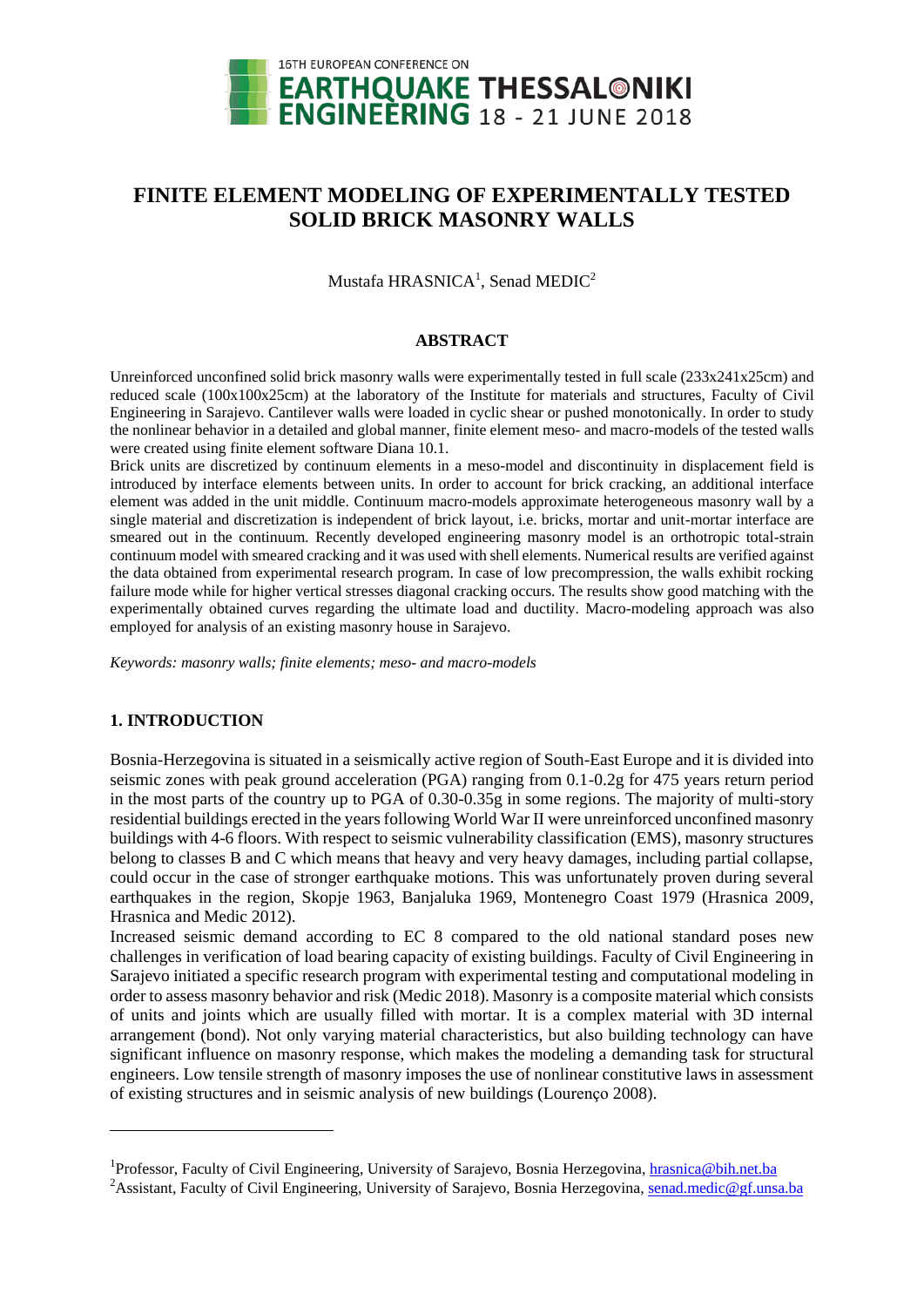# FINITE ELEMENT MODELING OF EXPERIMENTALLY TESTED SOLID BRICK MASONRY WALLS

Mustafa HRASNICA[1], Senad MEDIC[2]

## ABSTRACT

Unreinforced unconfined solid brick masonry walls were experimentally tested in full scale (233x241x25cm) and reduced scale (100x100x25cm) at the laboratory of the Institute for materials and structures, Faculty of Civil Engineering in Sarajevo. Cantilever walls were loaded in cyclic shear or pushed monotonically. In order to study the nonlinear behavior in a detailed and global manner, finite element meso- and macro-models of the tested walls were created using finite element software Diana 10.1.

Brick units are discretized by continuum elements in a meso-model and discontinuity in displacement field is introduced by interface elements between units. In order to account for brick cracking, an additional interface element was added in the unit middle. Continuum macro-models approximate heterogeneous masonry wall by a single material and discretization is independent of brick layout, i.e. bricks, mortar and unit-mortar interface are smeared out in the continuum. Recently developed engineering masonry model is an orthotropic total-strain continuum model with smeared cracking and it was used with shell elements. Numerical results are verified against the data obtained from experimental research program. In case of low precompression, the walls exhibit rocking failure mode while for higher vertical stresses diagonal cracking occurs. The results show good matching with the experimentally obtained curves regarding the ultimate load and ductility. Macro-modeling approach was also employed for analysis of an existing masonry house in Sarajevo.

*Keywords: masonry walls; finite elements; meso- and macro-models*

## 1. INTRODUCTION

Bosnia-Herzegovina is situated in a seismically active region of South-East Europe and it is divided into seismic zones with peak ground acceleration (PGA) ranging from 0.1-0.2g for 475 years return period in the most parts of the country up to PGA of 0.30-0.35g in some regions. The majority of multi-story residential buildings erected in the years following World War II were unreinforced unconfined masonry buildings with 4-6 floors. With respect to seismic vulnerability classification (EMS), masonry structures belong to classes B and C which means that heavy and very heavy damages, including partial collapse, could occur in the case of stronger earthquake motions. This was unfortunately proven during several earthquakes in the region, Skopje 1963, Banjaluka 1969, Montenegro Coast 1979 (Hrasnica 2009, Hrasnica and Medic 2012).

Increased seismic demand according to EC 8 compared to the old national standard poses new challenges in verification of load bearing capacity of existing buildings. Faculty of Civil Engineering in Sarajevo initiated a specific research program with experimental testing and computational modeling in order to assess masonry behavior and risk (Medic 2018). Masonry is a composite material which consists of units and joints which are usually filled with mortar. It is a complex material with 3D internal arrangement (bond). Not only varying material characteristics, but also building technology can have significant influence on masonry response, which makes the modeling a demanding task for structural engineers. Low tensile strength of masonry imposes the use of nonlinear constitutive laws in assessment of existing structures and in seismic analysis of new buildings (Lourenço 2008).

---

[1]Professor, Faculty of Civil Engineering, University of Sarajevo, Bosnia Herzegovina, hrasnica@bih.net.ba

[2]Assistant, Faculty of Civil Engineering, University of Sarajevo, Bosnia Herzegovina, senad.medic@gf.unsa.ba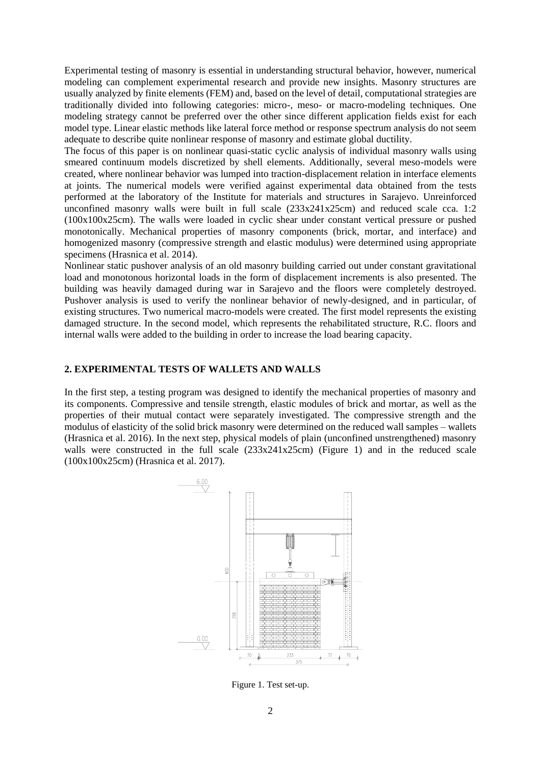Experimental testing of masonry is essential in understanding structural behavior, however, numerical modeling can complement experimental research and provide new insights. Masonry structures are usually analyzed by finite elements (FEM) and, based on the level of detail, computational strategies are traditionally divided into following categories: micro-, meso- or macro-modeling techniques. One modeling strategy cannot be preferred over the other since different application fields exist for each model type. Linear elastic methods like lateral force method or response spectrum analysis do not seem adequate to describe quite nonlinear response of masonry and estimate global ductility.

The focus of this paper is on nonlinear quasi-static cyclic analysis of individual masonry walls using smeared continuum models discretized by shell elements. Additionally, several meso-models were created, where nonlinear behavior was lumped into traction-displacement relation in interface elements at joints. The numerical models were verified against experimental data obtained from the tests performed at the laboratory of the Institute for materials and structures in Sarajevo. Unreinforced unconfined masonry walls were built in full scale (233x241x25cm) and reduced scale cca. 1:2 (100x100x25cm). The walls were loaded in cyclic shear under constant vertical pressure or pushed monotonically. Mechanical properties of masonry components (brick, mortar, and interface) and homogenized masonry (compressive strength and elastic modulus) were determined using appropriate specimens (Hrasnica et al. 2014).

Nonlinear static pushover analysis of an old masonry building carried out under constant gravitational load and monotonous horizontal loads in the form of displacement increments is also presented. The building was heavily damaged during war in Sarajevo and the floors were completely destroyed. Pushover analysis is used to verify the nonlinear behavior of newly-designed, and in particular, of existing structures. Two numerical macro-models were created. The first model represents the existing damaged structure. In the second model, which represents the rehabilitated structure, R.C. floors and internal walls were added to the building in order to increase the load bearing capacity.

## 2. EXPERIMENTAL TESTS OF WALLETS AND WALLS

In the first step, a testing program was designed to identify the mechanical properties of masonry and its components. Compressive and tensile strength, elastic modules of brick and mortar, as well as the properties of their mutual contact were separately investigated. The compressive strength and the modulus of elasticity of the solid brick masonry were determined on the reduced wall samples – wallets (Hrasnica et al. 2016). In the next step, physical models of plain (unconfined unstrengthened) masonry walls were constructed in the full scale (233x241x25cm) (Figure 1) and in the reduced scale (100x100x25cm) (Hrasnica et al. 2017).

Figure 1. Test set-up.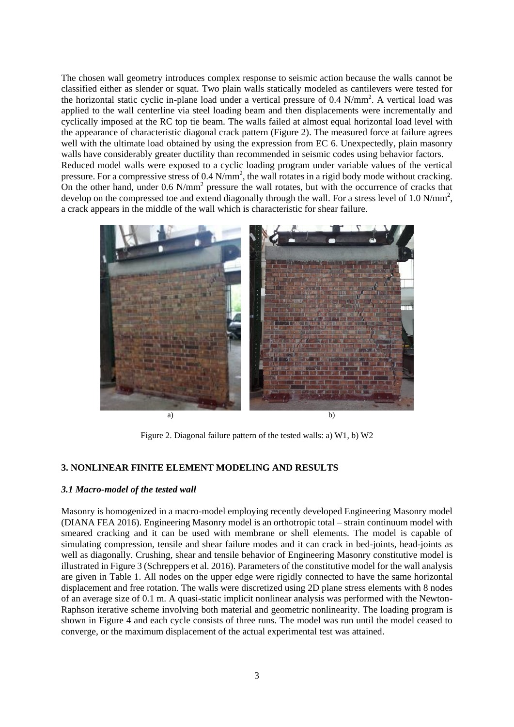The chosen wall geometry introduces complex response to seismic action because the walls cannot be classified either as slender or squat. Two plain walls statically modeled as cantilevers were tested for the horizontal static cyclic in-plane load under a vertical pressure of 0.4 $N/mm^2$. A vertical load was applied to the wall centerline via steel loading beam and then displacements were incrementally and cyclically imposed at the RC top tie beam. The walls failed at almost equal horizontal load level with the appearance of characteristic diagonal crack pattern (Figure 2). The measured force at failure agrees well with the ultimate load obtained by using the expression from EC 6. Unexpectedly, plain masonry walls have considerably greater ductility than recommended in seismic codes using behavior factors.
Reduced model walls were exposed to a cyclic loading program under variable values of the vertical pressure. For a compressive stress of 0.4 $N/mm^2$, the wall rotates in a rigid body mode without cracking. On the other hand, under 0.6 $N/mm^2$ pressure the wall rotates, but with the occurrence of cracks that develop on the compressed toe and extend diagonally through the wall. For a stress level of 1.0 $N/mm^2$, a crack appears in the middle of the wall which is characteristic for shear failure.

a) b)

Figure 2. Diagonal failure pattern of the tested walls: a) W1, b) W2

## 3. NONLINEAR FINITE ELEMENT MODELING AND RESULTS

### *3.1 Macro-model of the tested wall*

Masonry is homogenized in a macro-model employing recently developed Engineering Masonry model (DIANA FEA 2016). Engineering Masonry model is an orthotropic total – strain continuum model with smeared cracking and it can be used with membrane or shell elements. The model is capable of simulating compression, tensile and shear failure modes and it can crack in bed-joints, head-joints as well as diagonally. Crushing, shear and tensile behavior of Engineering Masonry constitutive model is illustrated in Figure 3 (Schreppers et al. 2016). Parameters of the constitutive model for the wall analysis are given in Table 1. All nodes on the upper edge were rigidly connected to have the same horizontal displacement and free rotation. The walls were discretized using 2D plane stress elements with 8 nodes of an average size of 0.1 m. A quasi-static implicit nonlinear analysis was performed with the Newton-Raphson iterative scheme involving both material and geometric nonlinearity. The loading program is shown in Figure 4 and each cycle consists of three runs. The model was run until the model ceased to converge, or the maximum displacement of the actual experimental test was attained.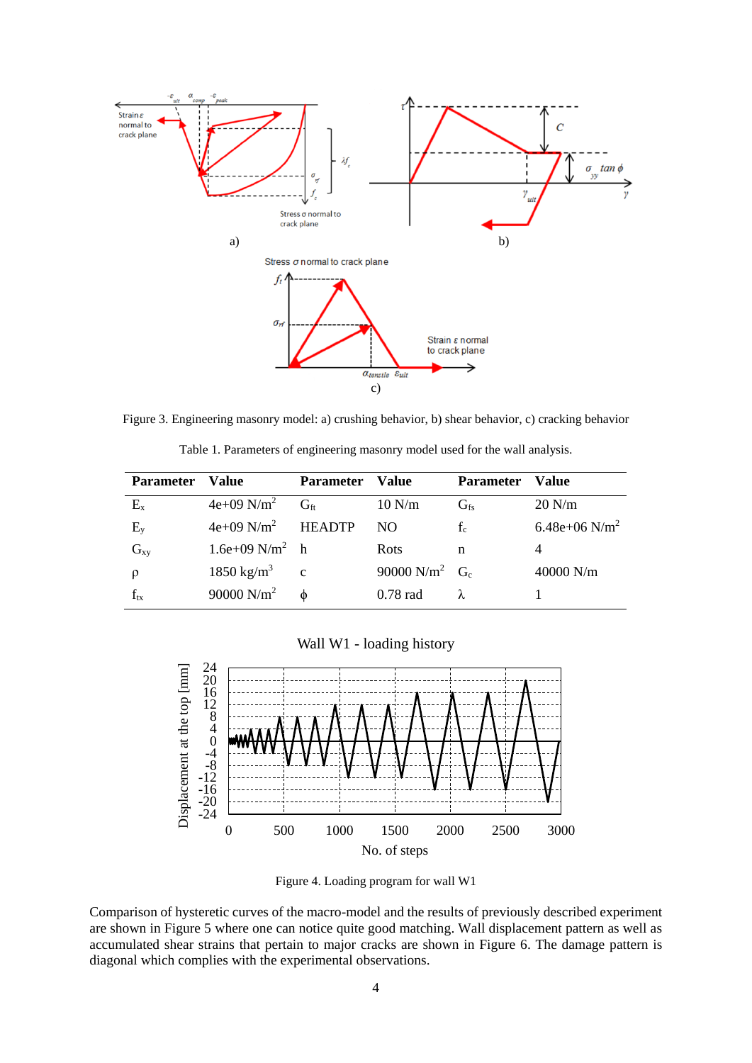Figure 3. Engineering masonry model: a) crushing behavior, b) shear behavior, c) cracking behavior

Table 1. Parameters of engineering masonry model used for the wall analysis.

| Parameter | Value | Parameter | Value | Parameter | Value |
|---|---|---|---|---|---|
| $E_x$ | 4e+09 N/m$^2$ | $G_{ft}$ | 10 N/m | $G_{fs}$ | 20 N/m |
| $E_y$ | 4e+09 N/m$^2$ | HEADTP | NO | $f_c$ | 6.48e+06 N/m$^2$ |
| $G_{xy}$ | 1.6e+09 N/m$^2$ | h | Rots | n | 4 |
| ρ | 1850 kg/m$^3$ | c | 90000 N/m$^2$ | $G_c$ | 40000 N/m |
| $f_{tx}$ | 90000 N/m$^2$ | ϕ | 0.78 rad | λ | 1 |

Figure 4. Loading program for wall W1

Comparison of hysteretic curves of the macro-model and the results of previously described experiment are shown in Figure 5 where one can notice quite good matching. Wall displacement pattern as well as accumulated shear strains that pertain to major cracks are shown in Figure 6. The damage pattern is diagonal which complies with the experimental observations.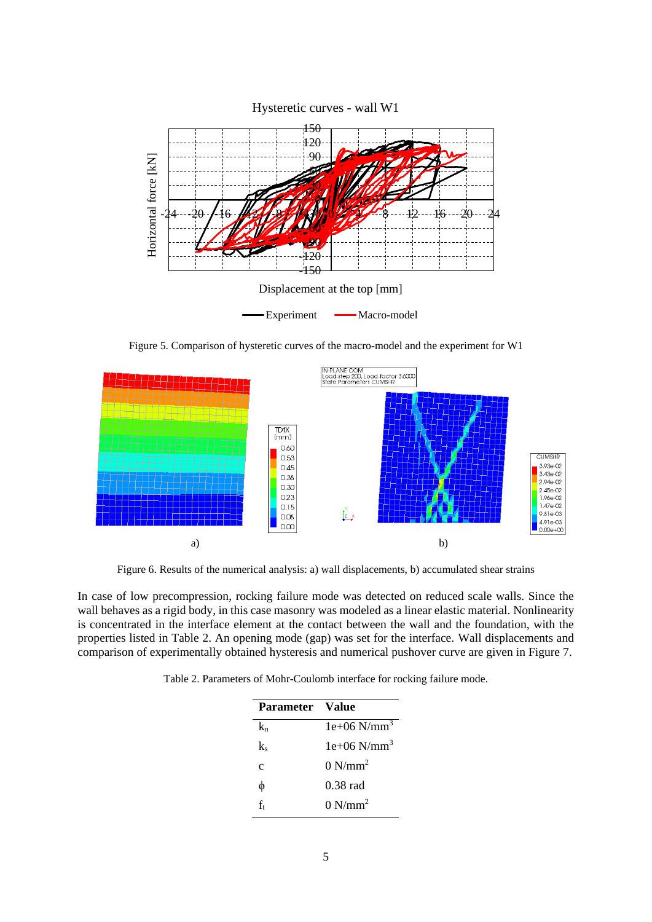Figure 5. Comparison of hysteretic curves of the macro-model and the experiment for W1

Figure 6. Results of the numerical analysis: a) wall displacements, b) accumulated shear strains

In case of low precompression, rocking failure mode was detected on reduced scale walls. Since the wall behaves as a rigid body, in this case masonry was modeled as a linear elastic material. Nonlinearity is concentrated in the interface element at the contact between the wall and the foundation, with the properties listed in Table 2. An opening mode (gap) was set for the interface. Wall displacements and comparison of experimentally obtained hysteresis and numerical pushover curve are given in Figure 7.

Table 2. Parameters of Mohr-Coulomb interface for rocking failure mode.

| Parameter | Value |
|---|---|
| $k_n$ | 1e+06 N/mm$^3$ |
| $k_s$ | 1e+06 N/mm$^3$ |
| c | 0 N/mm$^2$ |
| $\phi$ | 0.38 rad |
| $f_t$ | 0 N/mm$^2$ |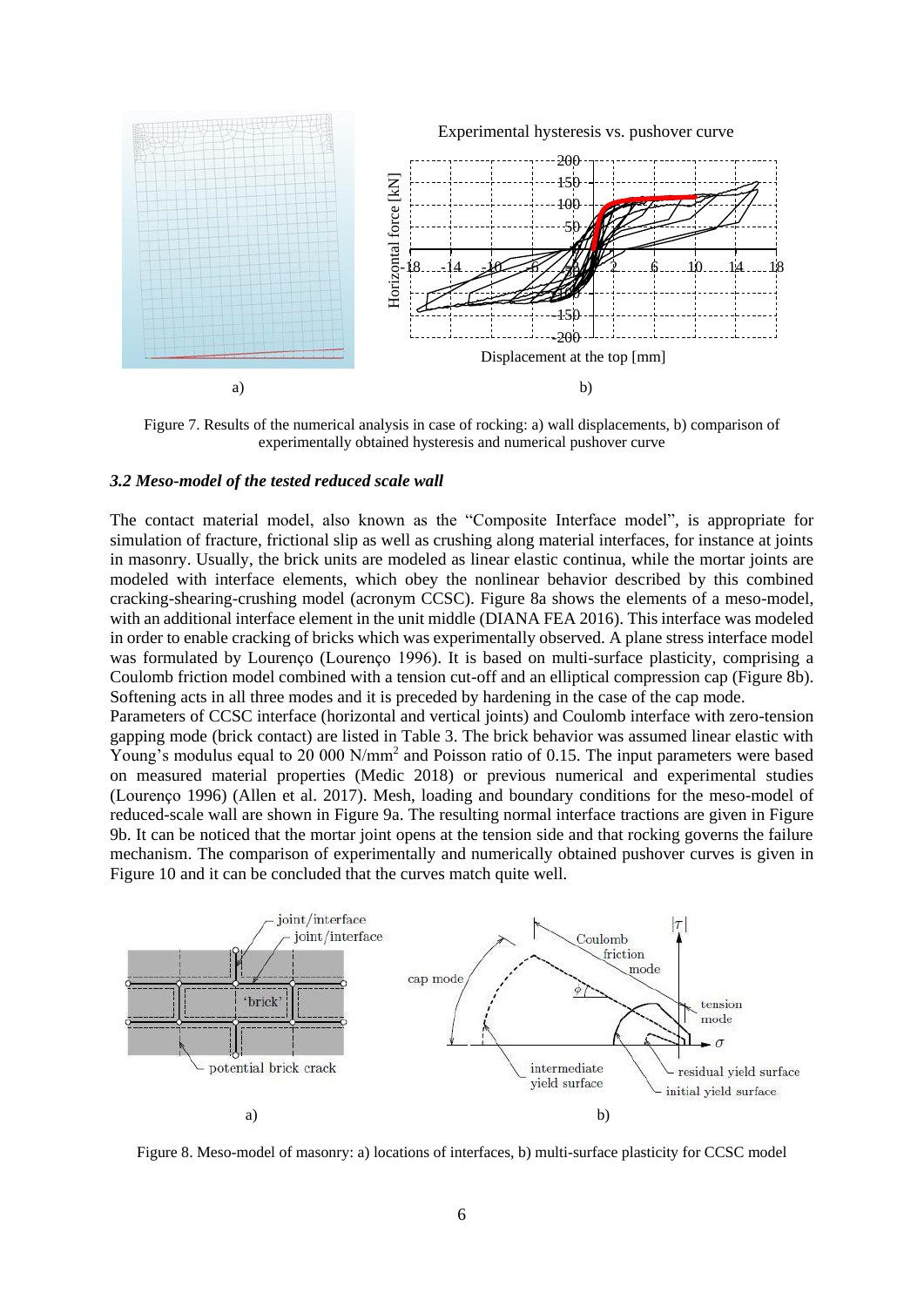Figure 7. Results of the numerical analysis in case of rocking: a) wall displacements, b) comparison of experimentally obtained hysteresis and numerical pushover curve

### *3.2 Meso-model of the tested reduced scale wall*

The contact material model, also known as the "Composite Interface model", is appropriate for simulation of fracture, frictional slip as well as crushing along material interfaces, for instance at joints in masonry. Usually, the brick units are modeled as linear elastic continua, while the mortar joints are modeled with interface elements, which obey the nonlinear behavior described by this combined cracking-shearing-crushing model (acronym CCSC). Figure 8a shows the elements of a meso-model, with an additional interface element in the unit middle (DIANA FEA 2016). This interface was modeled in order to enable cracking of bricks which was experimentally observed. A plane stress interface model was formulated by Lourenço (Lourenço 1996). It is based on multi-surface plasticity, comprising a Coulomb friction model combined with a tension cut-off and an elliptical compression cap (Figure 8b). Softening acts in all three modes and it is preceded by hardening in the case of the cap mode.

Parameters of CCSC interface (horizontal and vertical joints) and Coulomb interface with zero-tension gapping mode (brick contact) are listed in Table 3. The brick behavior was assumed linear elastic with Young's modulus equal to 20 000 N/mm$^2$ and Poisson ratio of 0.15. The input parameters were based on measured material properties (Medic 2018) or previous numerical and experimental studies (Lourenço 1996) (Allen et al. 2017). Mesh, loading and boundary conditions for the meso-model of reduced-scale wall are shown in Figure 9a. The resulting normal interface tractions are given in Figure 9b. It can be noticed that the mortar joint opens at the tension side and that rocking governs the failure mechanism. The comparison of experimentally and numerically obtained pushover curves is given in Figure 10 and it can be concluded that the curves match quite well.

Figure 8. Meso-model of masonry: a) locations of interfaces, b) multi-surface plasticity for CCSC model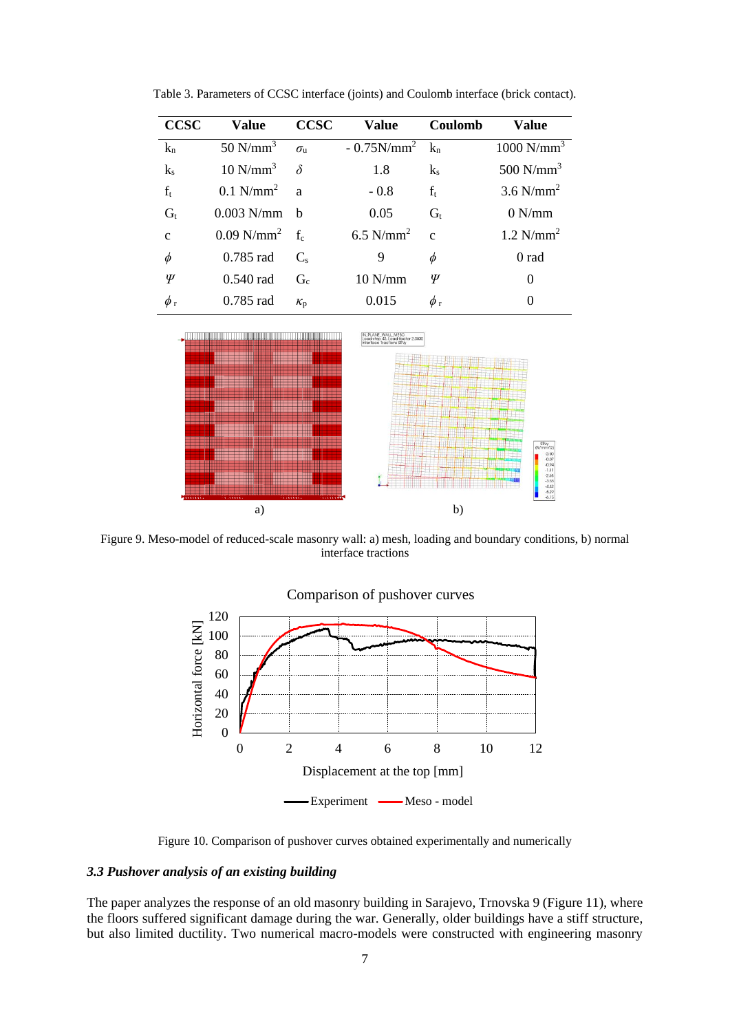Table 3. Parameters of CCSC interface (joints) and Coulomb interface (brick contact).

| CCSC | Value | CCSC | Value | Coulomb | Value |
|---|---|---|---|---|---|
| $k_n$ | 50 N/mm$^3$ | $\sigma_u$ | - 0.75N/mm$^2$ | $k_n$ | 1000 N/mm$^3$ |
| $k_s$ | 10 N/mm$^3$ | $\delta$ | 1.8 | $k_s$ | 500 N/mm$^3$ |
| $f_t$ | 0.1 N/mm$^2$ | a | - 0.8 | $f_t$ | 3.6 N/mm$^2$ |
| $G_t$ | 0.003 N/mm | b | 0.05 | $G_t$ | 0 N/mm |
| c | 0.09 N/mm$^2$ | $f_c$ | 6.5 N/mm$^2$ | c | 1.2 N/mm$^2$ |
| $\phi$ | 0.785 rad | $C_s$ | 9 | $\phi$ | 0 rad |
| $\Psi$ | 0.540 rad | $G_c$ | 10 N/mm | $\Psi$ | 0 |
| $\phi_r$ | 0.785 rad | $\kappa_p$ | 0.015 | $\phi_r$ | 0 |

Figure 9. Meso-model of reduced-scale masonry wall: a) mesh, loading and boundary conditions, b) normal interface tractions

Figure 10. Comparison of pushover curves obtained experimentally and numerically

### *3.3 Pushover analysis of an existing building*

The paper analyzes the response of an old masonry building in Sarajevo, Trnovska 9 (Figure 11), where the floors suffered significant damage during the war. Generally, older buildings have a stiff structure, but also limited ductility. Two numerical macro-models were constructed with engineering masonry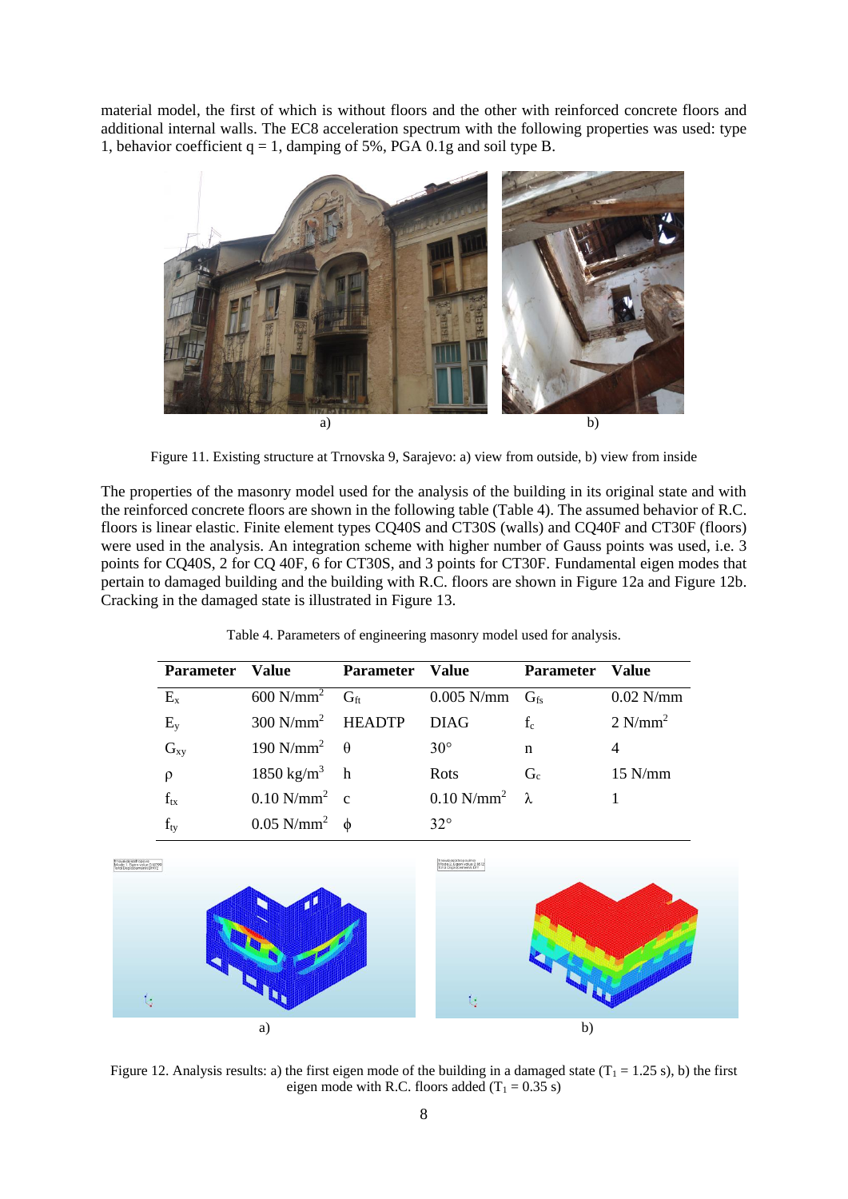material model, the first of which is without floors and the other with reinforced concrete floors and additional internal walls. The EC8 acceleration spectrum with the following properties was used: type 1, behavior coefficient q = 1, damping of 5%, PGA 0.1g and soil type B.

a) b)

Figure 11. Existing structure at Trnovska 9, Sarajevo: a) view from outside, b) view from inside

The properties of the masonry model used for the analysis of the building in its original state and with the reinforced concrete floors are shown in the following table (Table 4). The assumed behavior of R.C. floors is linear elastic. Finite element types CQ40S and CT30S (walls) and CQ40F and CT30F (floors) were used in the analysis. An integration scheme with higher number of Gauss points was used, i.e. 3 points for CQ40S, 2 for CQ 40F, 6 for CT30S, and 3 points for CT30F. Fundamental eigen modes that pertain to damaged building and the building with R.C. floors are shown in Figure 12a and Figure 12b. Cracking in the damaged state is illustrated in Figure 13.

Table 4. Parameters of engineering masonry model used for analysis.

| Parameter | Value | Parameter | Value | Parameter | Value |
|---|---|---|---|---|---|
| $E_x$ | 600 N/mm$^2$ | $G_{ft}$ | 0.005 N/mm | $G_{fs}$ | 0.02 N/mm |
| $E_y$ | 300 N/mm$^2$ | HEADTP | DIAG | $f_c$ | 2 N/mm$^2$ |
| $G_{xy}$ | 190 N/mm$^2$ | $\theta$ | 30° | n | 4 |
| $\rho$ | 1850 kg/m$^3$ | h | Rots | $G_c$ | 15 N/mm |
| $f_{tx}$ | 0.10 N/mm$^2$ | c | 0.10 N/mm$^2$ | $\lambda$ | 1 |
| $f_{ty}$ | 0.05 N/mm$^2$ | $\phi$ | 32° | | |

a) b)

Figure 12. Analysis results: a) the first eigen mode of the building in a damaged state ($T_1$ = 1.25 s), b) the first eigen mode with R.C. floors added ($T_1$ = 0.35 s)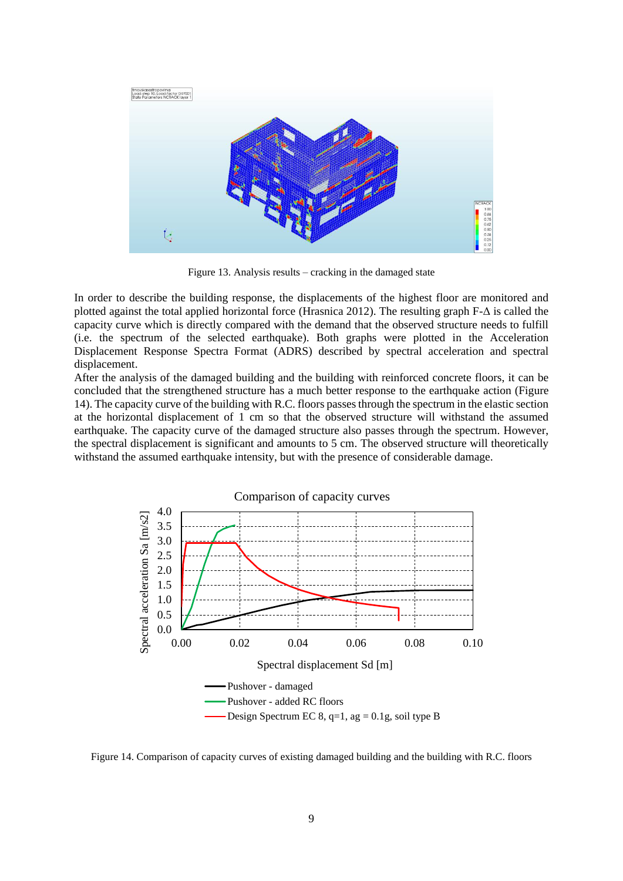Figure 13. Analysis results – cracking in the damaged state

In order to describe the building response, the displacements of the highest floor are monitored and plotted against the total applied horizontal force (Hrasnica 2012). The resulting graph F-Δ is called the capacity curve which is directly compared with the demand that the observed structure needs to fulfill (i.e. the spectrum of the selected earthquake). Both graphs were plotted in the Acceleration Displacement Response Spectra Format (ADRS) described by spectral acceleration and spectral displacement.
After the analysis of the damaged building and the building with reinforced concrete floors, it can be concluded that the strengthened structure has a much better response to the earthquake action (Figure 14). The capacity curve of the building with R.C. floors passes through the spectrum in the elastic section at the horizontal displacement of 1 cm so that the observed structure will withstand the assumed earthquake. The capacity curve of the damaged structure also passes through the spectrum. However, the spectral displacement is significant and amounts to 5 cm. The observed structure will theoretically withstand the assumed earthquake intensity, but with the presence of considerable damage.

Figure 14. Comparison of capacity curves of existing damaged building and the building with R.C. floors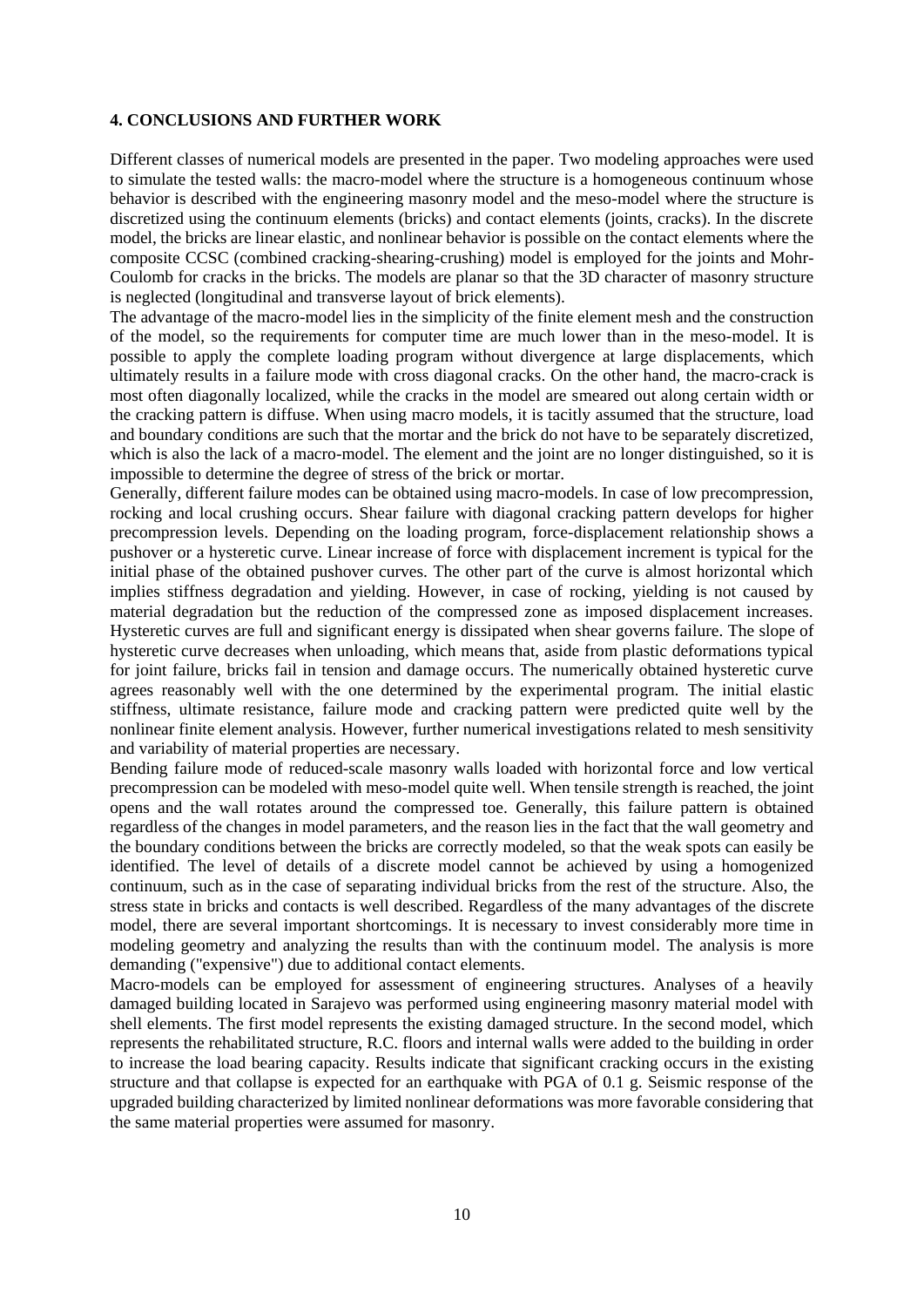**4. CONCLUSIONS AND FURTHER WORK**

Different classes of numerical models are presented in the paper. Two modeling approaches were used to simulate the tested walls: the macro-model where the structure is a homogeneous continuum whose behavior is described with the engineering masonry model and the meso-model where the structure is discretized using the continuum elements (bricks) and contact elements (joints, cracks). In the discrete model, the bricks are linear elastic, and nonlinear behavior is possible on the contact elements where the composite CCSC (combined cracking-shearing-crushing) model is employed for the joints and Mohr-Coulomb for cracks in the bricks. The models are planar so that the 3D character of masonry structure is neglected (longitudinal and transverse layout of brick elements).

The advantage of the macro-model lies in the simplicity of the finite element mesh and the construction of the model, so the requirements for computer time are much lower than in the meso-model. It is possible to apply the complete loading program without divergence at large displacements, which ultimately results in a failure mode with cross diagonal cracks. On the other hand, the macro-crack is most often diagonally localized, while the cracks in the model are smeared out along certain width or the cracking pattern is diffuse. When using macro models, it is tacitly assumed that the structure, load and boundary conditions are such that the mortar and the brick do not have to be separately discretized, which is also the lack of a macro-model. The element and the joint are no longer distinguished, so it is impossible to determine the degree of stress of the brick or mortar.

Generally, different failure modes can be obtained using macro-models. In case of low precompression, rocking and local crushing occurs. Shear failure with diagonal cracking pattern develops for higher precompression levels. Depending on the loading program, force-displacement relationship shows a pushover or a hysteretic curve. Linear increase of force with displacement increment is typical for the initial phase of the obtained pushover curves. The other part of the curve is almost horizontal which implies stiffness degradation and yielding. However, in case of rocking, yielding is not caused by material degradation but the reduction of the compressed zone as imposed displacement increases. Hysteretic curves are full and significant energy is dissipated when shear governs failure. The slope of hysteretic curve decreases when unloading, which means that, aside from plastic deformations typical for joint failure, bricks fail in tension and damage occurs. The numerically obtained hysteretic curve agrees reasonably well with the one determined by the experimental program. The initial elastic stiffness, ultimate resistance, failure mode and cracking pattern were predicted quite well by the nonlinear finite element analysis. However, further numerical investigations related to mesh sensitivity and variability of material properties are necessary.

Bending failure mode of reduced-scale masonry walls loaded with horizontal force and low vertical precompression can be modeled with meso-model quite well. When tensile strength is reached, the joint opens and the wall rotates around the compressed toe. Generally, this failure pattern is obtained regardless of the changes in model parameters, and the reason lies in the fact that the wall geometry and the boundary conditions between the bricks are correctly modeled, so that the weak spots can easily be identified. The level of details of a discrete model cannot be achieved by using a homogenized continuum, such as in the case of separating individual bricks from the rest of the structure. Also, the stress state in bricks and contacts is well described. Regardless of the many advantages of the discrete model, there are several important shortcomings. It is necessary to invest considerably more time in modeling geometry and analyzing the results than with the continuum model. The analysis is more demanding ("expensive") due to additional contact elements.

Macro-models can be employed for assessment of engineering structures. Analyses of a heavily damaged building located in Sarajevo was performed using engineering masonry material model with shell elements. The first model represents the existing damaged structure. In the second model, which represents the rehabilitated structure, R.C. floors and internal walls were added to the building in order to increase the load bearing capacity. Results indicate that significant cracking occurs in the existing structure and that collapse is expected for an earthquake with PGA of 0.1 g. Seismic response of the upgraded building characterized by limited nonlinear deformations was more favorable considering that the same material properties were assumed for masonry.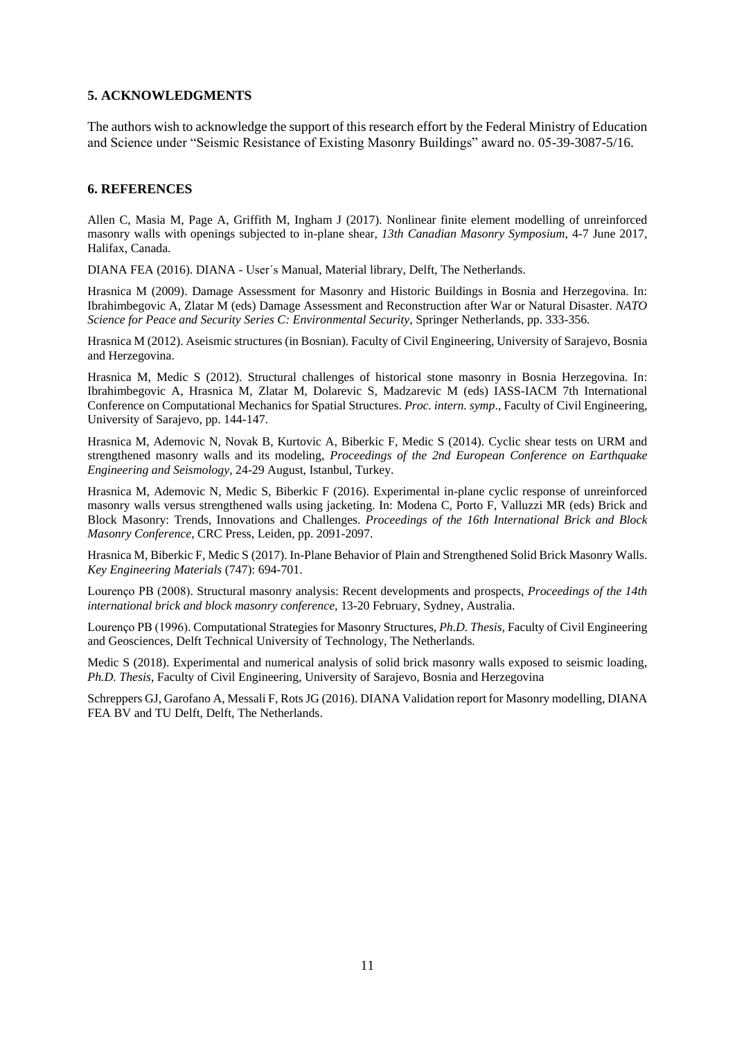## 5. ACKNOWLEDGMENTS

The authors wish to acknowledge the support of this research effort by the Federal Ministry of Education and Science under "Seismic Resistance of Existing Masonry Buildings" award no. 05-39-3087-5/16.

## 6. REFERENCES

Allen C, Masia M, Page A, Griffith M, Ingham J (2017). Nonlinear finite element modelling of unreinforced masonry walls with openings subjected to in-plane shear, *13th Canadian Masonry Symposium*, 4-7 June 2017, Halifax, Canada.

DIANA FEA (2016). DIANA - User´s Manual, Material library, Delft, The Netherlands.

Hrasnica M (2009). Damage Assessment for Masonry and Historic Buildings in Bosnia and Herzegovina. In: Ibrahimbegovic A, Zlatar M (eds) Damage Assessment and Reconstruction after War or Natural Disaster. *NATO Science for Peace and Security Series C: Environmental Security*, Springer Netherlands, pp. 333-356.

Hrasnica M (2012). Aseismic structures (in Bosnian). Faculty of Civil Engineering, University of Sarajevo, Bosnia and Herzegovina.

Hrasnica M, Medic S (2012). Structural challenges of historical stone masonry in Bosnia Herzegovina. In: Ibrahimbegovic A, Hrasnica M, Zlatar M, Dolarevic S, Madzarevic M (eds) IASS-IACM 7th International Conference on Computational Mechanics for Spatial Structures. *Proc. intern. symp*., Faculty of Civil Engineering, University of Sarajevo, pp. 144-147.

Hrasnica M, Ademovic N, Novak B, Kurtovic A, Biberkic F, Medic S (2014). Cyclic shear tests on URM and strengthened masonry walls and its modeling, *Proceedings of the 2nd European Conference on Earthquake Engineering and Seismology*, 24-29 August, Istanbul, Turkey.

Hrasnica M, Ademovic N, Medic S, Biberkic F (2016). Experimental in-plane cyclic response of unreinforced masonry walls versus strengthened walls using jacketing. In: Modena C, Porto F, Valluzzi MR (eds) Brick and Block Masonry: Trends, Innovations and Challenges. *Proceedings of the 16th International Brick and Block Masonry Conference*, CRC Press, Leiden, pp. 2091-2097.

Hrasnica M, Biberkic F, Medic S (2017). In-Plane Behavior of Plain and Strengthened Solid Brick Masonry Walls. *Key Engineering Materials* (747): 694-701.

Lourenço PB (2008). Structural masonry analysis: Recent developments and prospects, *Proceedings of the 14th international brick and block masonry conference*, 13-20 February, Sydney, Australia.

Lourenço PB (1996). Computational Strategies for Masonry Structures, *Ph.D. Thesis*, Faculty of Civil Engineering and Geosciences, Delft Technical University of Technology, The Netherlands.

Medic S (2018). Experimental and numerical analysis of solid brick masonry walls exposed to seismic loading, *Ph.D. Thesis*, Faculty of Civil Engineering, University of Sarajevo, Bosnia and Herzegovina

Schreppers GJ, Garofano A, Messali F, Rots JG (2016). DIANA Validation report for Masonry modelling, DIANA FEA BV and TU Delft, Delft, The Netherlands.